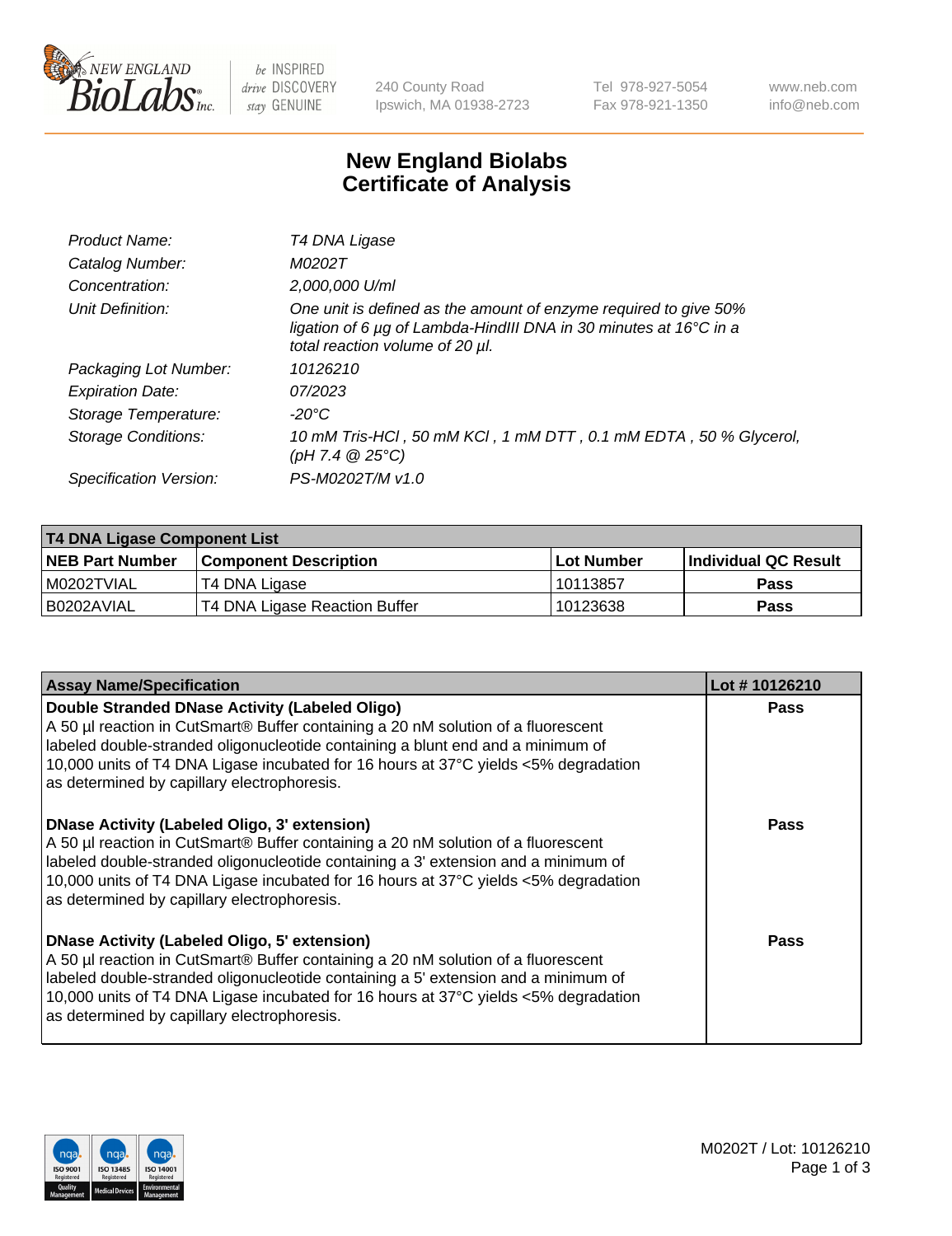# New England Biolabs
# Certificate of Analysis

| | |
|---|---|
| *Product Name:* | *T4 DNA Ligase* |
| *Catalog Number:* | *M0202T* |
| *Concentration:* | *2,000,000 U/ml* |
| *Unit Definition:* | *One unit is defined as the amount of enzyme required to give 50% ligation of 6 µg of Lambda-HindIII DNA in 30 minutes at 16°C in a total reaction volume of 20 µl.* |
| *Packaging Lot Number:* | *10126210* |
| *Expiration Date:* | *07/2023* |
| *Storage Temperature:* | *-20°C* |
| *Storage Conditions:* | *10 mM Tris-HCl , 50 mM KCl , 1 mM DTT , 0.1 mM EDTA , 50 % Glycerol, (pH 7.4 @ 25°C)* |
| *Specification Version:* | *PS-M0202T/M v1.0* |

| **T4 DNA Ligase Component List** | | | |
|---|---|---|---|
| **NEB Part Number** | **Component Description** | **Lot Number** | **Individual QC Result** |
| M0202TVIAL | T4 DNA Ligase | 10113857 | **Pass** |
| B0202AVIAL | T4 DNA Ligase Reaction Buffer | 10123638 | **Pass** |

| **Assay Name/Specification** | **Lot # 10126210** |
|---|---|
| **Double Stranded DNase Activity (Labeled Oligo)** A 50 µl reaction in CutSmart® Buffer containing a 20 nM solution of a fluorescent labeled double-stranded oligonucleotide containing a blunt end and a minimum of 10,000 units of T4 DNA Ligase incubated for 16 hours at 37°C yields <5% degradation as determined by capillary electrophoresis. | **Pass** |
| **DNase Activity (Labeled Oligo, 3' extension)** A 50 µl reaction in CutSmart® Buffer containing a 20 nM solution of a fluorescent labeled double-stranded oligonucleotide containing a 3' extension and a minimum of 10,000 units of T4 DNA Ligase incubated for 16 hours at 37°C yields <5% degradation as determined by capillary electrophoresis. | **Pass** |
| **DNase Activity (Labeled Oligo, 5' extension)** A 50 µl reaction in CutSmart® Buffer containing a 20 nM solution of a fluorescent labeled double-stranded oligonucleotide containing a 5' extension and a minimum of 10,000 units of T4 DNA Ligase incubated for 16 hours at 37°C yields <5% degradation as determined by capillary electrophoresis. | **Pass** |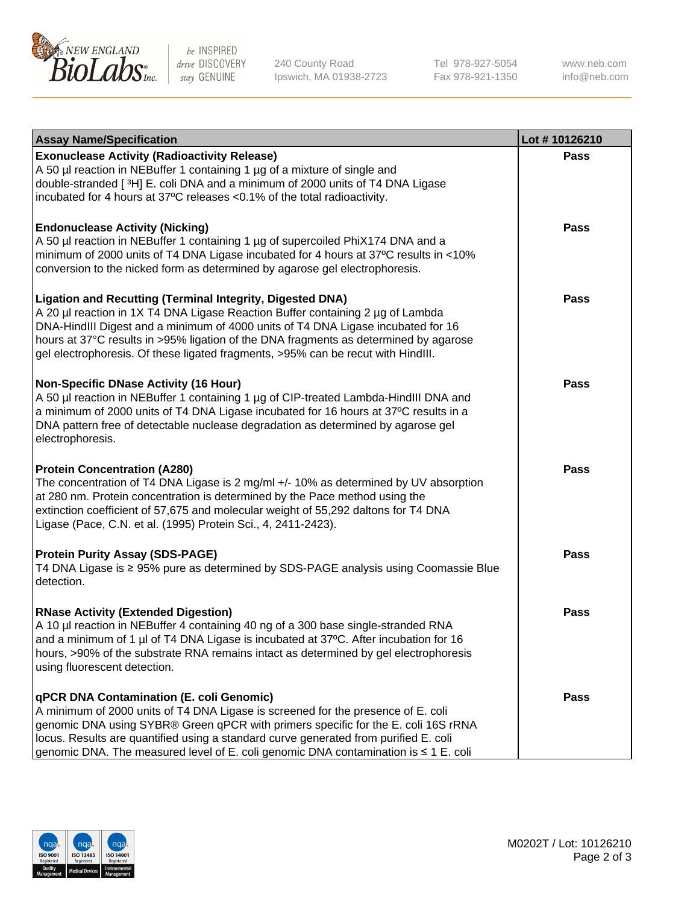| Assay Name/Specification | Lot # 10126210 |
|---|---|
| **Exonuclease Activity (Radioactivity Release)**<br>A 50 µl reaction in NEBuffer 1 containing 1 µg of a mixture of single and double-stranded [ $^3$H] E. coli DNA and a minimum of 2000 units of T4 DNA Ligase incubated for 4 hours at 37ºC releases <0.1% of the total radioactivity. | Pass |
| **Endonuclease Activity (Nicking)**<br>A 50 µl reaction in NEBuffer 1 containing 1 µg of supercoiled PhiX174 DNA and a minimum of 2000 units of T4 DNA Ligase incubated for 4 hours at 37ºC results in <10% conversion to the nicked form as determined by agarose gel electrophoresis. | Pass |
| **Ligation and Recutting (Terminal Integrity, Digested DNA)**<br>A 20 µl reaction in 1X T4 DNA Ligase Reaction Buffer containing 2 µg of Lambda DNA-HindIII Digest and a minimum of 4000 units of T4 DNA Ligase incubated for 16 hours at 37°C results in >95% ligation of the DNA fragments as determined by agarose gel electrophoresis. Of these ligated fragments, >95% can be recut with HindIII. | Pass |
| **Non-Specific DNase Activity (16 Hour)**<br>A 50 µl reaction in NEBuffer 1 containing 1 µg of CIP-treated Lambda-HindIII DNA and a minimum of 2000 units of T4 DNA Ligase incubated for 16 hours at 37ºC results in a DNA pattern free of detectable nuclease degradation as determined by agarose gel electrophoresis. | Pass |
| **Protein Concentration (A280)**<br>The concentration of T4 DNA Ligase is 2 mg/ml +/- 10% as determined by UV absorption at 280 nm. Protein concentration is determined by the Pace method using the extinction coefficient of 57,675 and molecular weight of 55,292 daltons for T4 DNA Ligase (Pace, C.N. et al. (1995) Protein Sci., 4, 2411-2423). | Pass |
| **Protein Purity Assay (SDS-PAGE)**<br>T4 DNA Ligase is ≥ 95% pure as determined by SDS-PAGE analysis using Coomassie Blue detection. | Pass |
| **RNase Activity (Extended Digestion)**<br>A 10 µl reaction in NEBuffer 4 containing 40 ng of a 300 base single-stranded RNA and a minimum of 1 µl of T4 DNA Ligase is incubated at 37ºC. After incubation for 16 hours, >90% of the substrate RNA remains intact as determined by gel electrophoresis using fluorescent detection. | Pass |
| **qPCR DNA Contamination (E. coli Genomic)**<br>A minimum of 2000 units of T4 DNA Ligase is screened for the presence of E. coli genomic DNA using SYBR® Green qPCR with primers specific for the E. coli 16S rRNA locus. Results are quantified using a standard curve generated from purified E. coli genomic DNA. The measured level of E. coli genomic DNA contamination is ≤ 1 E. coli | Pass |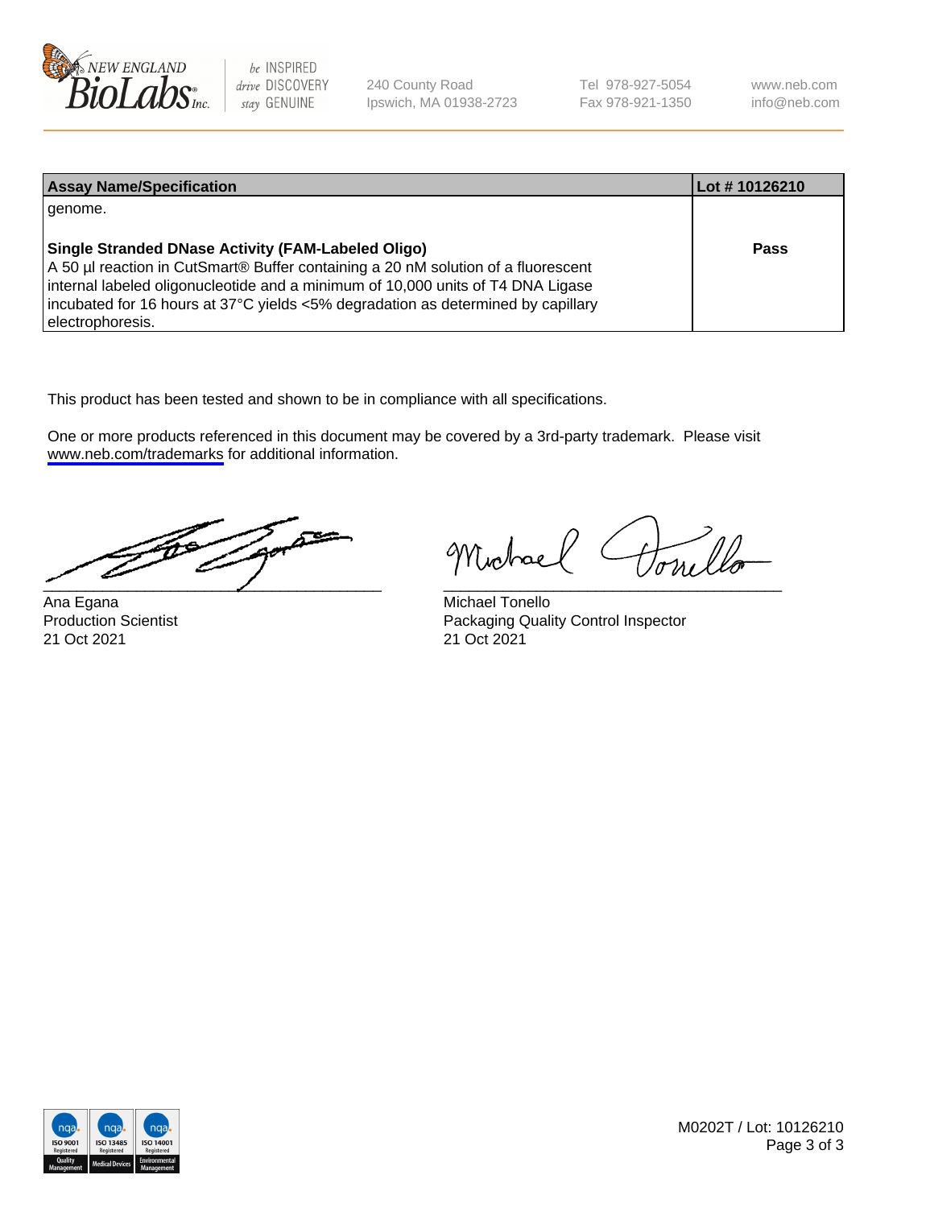| Assay Name/Specification | Lot # 10126210 |
|---|---|
| genome. | |
| **Single Stranded DNase Activity (FAM-Labeled Oligo)** A 50 µl reaction in CutSmart® Buffer containing a 20 nM solution of a fluorescent internal labeled oligonucleotide and a minimum of 10,000 units of T4 DNA Ligase incubated for 16 hours at 37°C yields <5% degradation as determined by capillary electrophoresis. | **Pass** |

This product has been tested and shown to be in compliance with all specifications.

One or more products referenced in this document may be covered by a 3rd-party trademark. Please visit www.neb.com/trademarks for additional information.

Ana Egana
Production Scientist
21 Oct 2021

Michael Tonello
Packaging Quality Control Inspector
21 Oct 2021

M0202T / Lot: 10126210